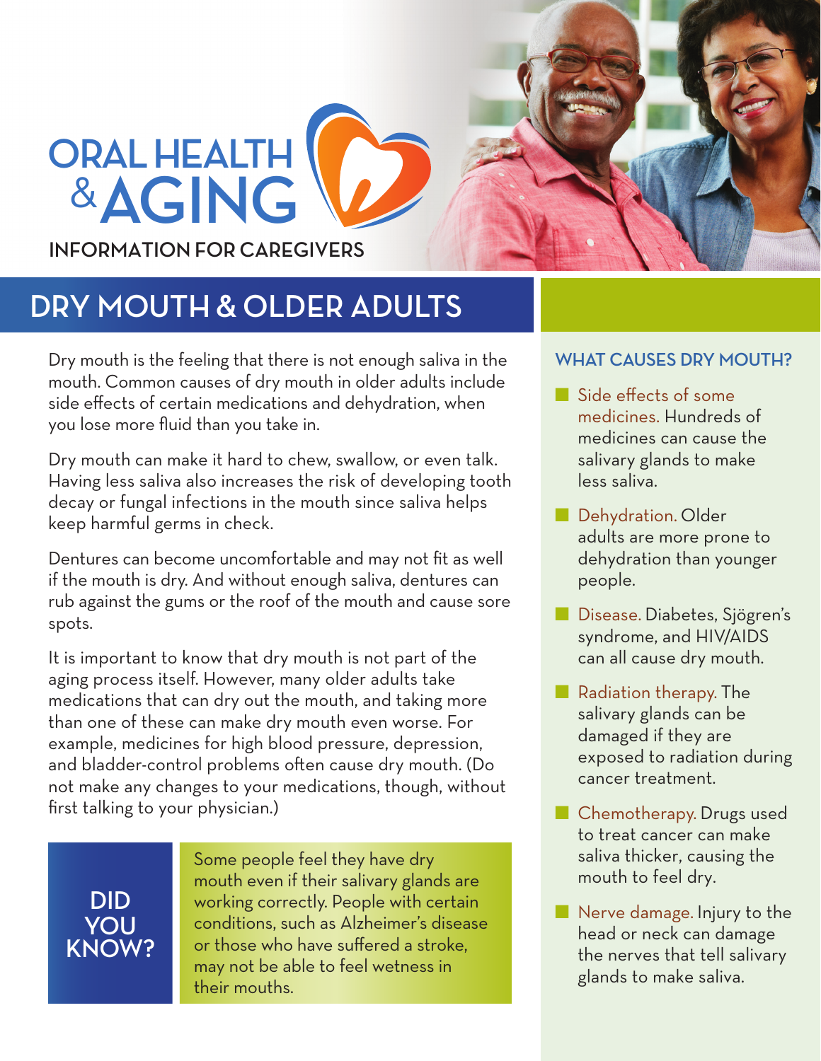# ORAL HEALTH & AGING

INFORMATION FOR CAREGIVERS

## DRY MOUTH & OLDER ADULTS

Dry mouth is the feeling that there is not enough saliva in the mouth. Common causes of dry mouth in older adults include side effects of certain medications and dehydration, when you lose more fluid than you take in.

Dry mouth can make it hard to chew, swallow, or even talk. Having less saliva also increases the risk of developing tooth decay or fungal infections in the mouth since saliva helps keep harmful germs in check.

Dentures can become uncomfortable and may not fit as well if the mouth is dry. And without enough saliva, dentures can rub against the gums or the roof of the mouth and cause sore spots.

It is important to know that dry mouth is not part of the aging process itself. However, many older adults take medications that can dry out the mouth, and taking more than one of these can make dry mouth even worse. For example, medicines for high blood pressure, depression, and bladder-control problems often cause dry mouth. (Do not make any changes to your medications, though, without first talking to your physician.)

**DID YOU KNOW?**

Some people feel they have dry mouth even if their salivary glands are working correctly. People with certain conditions, such as Alzheimer's disease or those who have suffered a stroke, may not be able to feel wetness in their mouths.

### WHAT CAUSES DRY MOUTH?

- **Side effects of some medicines.** Hundreds of medicines can cause the salivary glands to make less saliva.
- **Dehydration.** Older adults are more prone to dehydration than younger people.
- **Disease.** Diabetes, Sjögren's syndrome, and HIV/AIDS can all cause dry mouth.
- **Radiation therapy.** The salivary glands can be damaged if they are exposed to radiation during cancer treatment.
- **Chemotherapy.** Drugs used to treat cancer can make saliva thicker, causing the mouth to feel dry.
- **Nerve damage.** Injury to the head or neck can damage the nerves that tell salivary glands to make saliva.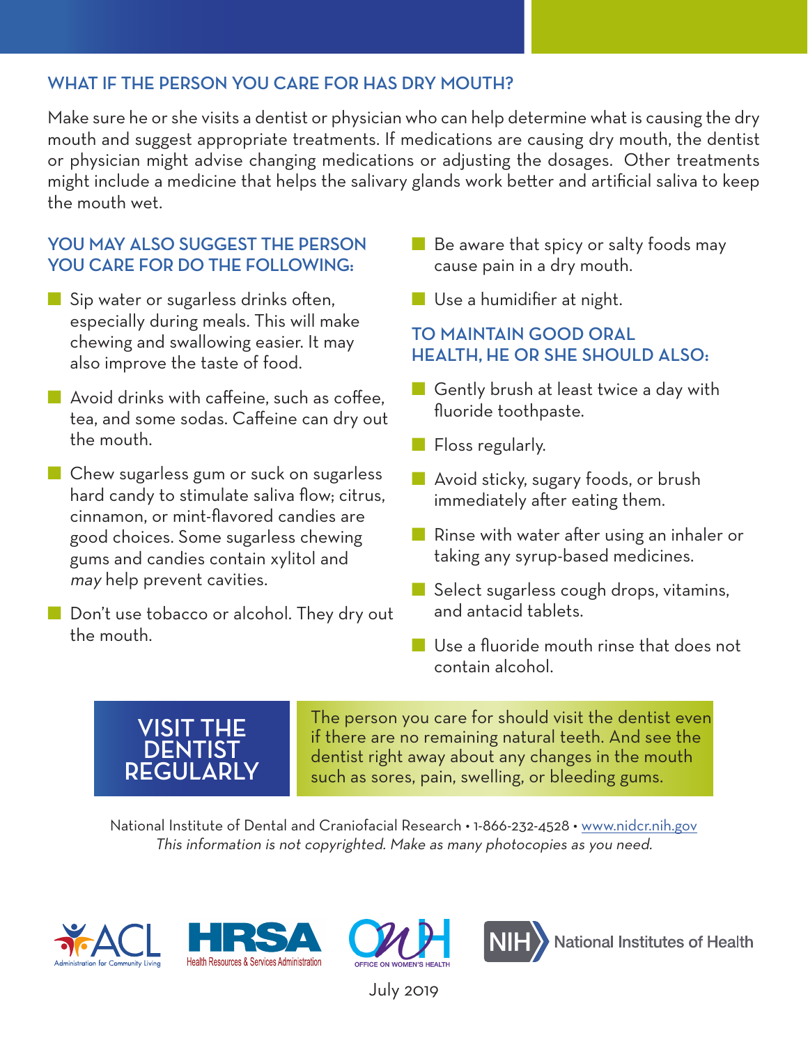## WHAT IF THE PERSON YOU CARE FOR HAS DRY MOUTH?

Make sure he or she visits a dentist or physician who can help determine what is causing the dry mouth and suggest appropriate treatments. If medications are causing dry mouth, the dentist or physician might advise changing medications or adjusting the dosages. Other treatments might include a medicine that helps the salivary glands work better and artificial saliva to keep the mouth wet.

### YOU MAY ALSO SUGGEST THE PERSON YOU CARE FOR DO THE FOLLOWING:

- Sip water or sugarless drinks often, especially during meals. This will make chewing and swallowing easier. It may also improve the taste of food.
- Avoid drinks with caffeine, such as coffee, tea, and some sodas. Caffeine can dry out the mouth.
- Chew sugarless gum or suck on sugarless hard candy to stimulate saliva flow; citrus, cinnamon, or mint-flavored candies are good choices. Some sugarless chewing gums and candies contain xylitol and *may* help prevent cavities.
- Don't use tobacco or alcohol. They dry out the mouth.
- Be aware that spicy or salty foods may cause pain in a dry mouth.
- Use a humidifier at night.

### TO MAINTAIN GOOD ORAL HEALTH, HE OR SHE SHOULD ALSO:

- Gently brush at least twice a day with fluoride toothpaste.
- Floss regularly.
- Avoid sticky, sugary foods, or brush immediately after eating them.
- Rinse with water after using an inhaler or taking any syrup-based medicines.
- Select sugarless cough drops, vitamins, and antacid tablets.
- Use a fluoride mouth rinse that does not contain alcohol.

### VISIT THE DENTIST REGULARLY

The person you care for should visit the dentist even if there are no remaining natural teeth. And see the dentist right away about any changes in the mouth such as sores, pain, swelling, or bleeding gums.

National Institute of Dental and Craniofacial Research • 1-866-232-4528 • www.nidcr.nih.gov
*This information is not copyrighted. Make as many photocopies as you need.*

ACL Administration for Community Living · HRSA Health Resources & Services Administration · OWH Office on Women's Health · NIH National Institutes of Health

July 2019